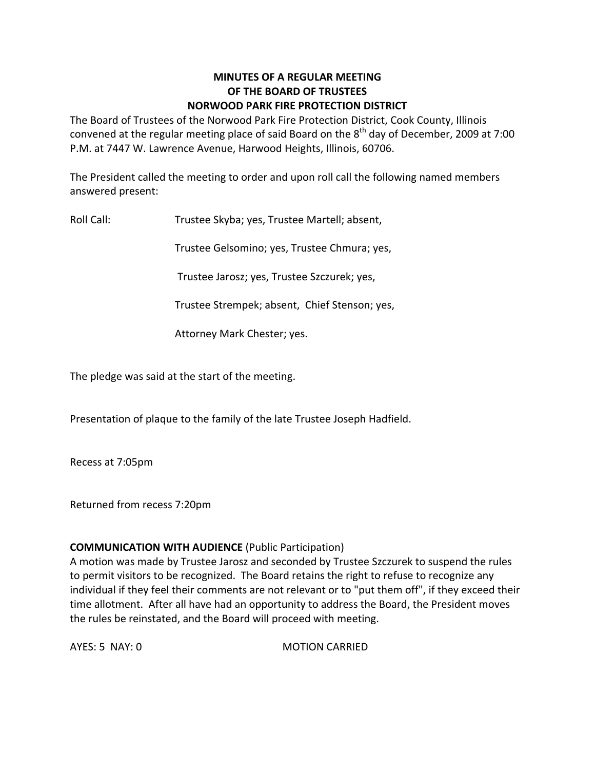# MINUTES OF A REGULAR MEETING
# OF THE BOARD OF TRUSTEES
# NORWOOD PARK FIRE PROTECTION DISTRICT

The Board of Trustees of the Norwood Park Fire Protection District, Cook County, Illinois convened at the regular meeting place of said Board on the 8th day of December, 2009 at 7:00 P.M. at 7447 W. Lawrence Avenue, Harwood Heights, Illinois, 60706.

The President called the meeting to order and upon roll call the following named members answered present:

Roll Call: Trustee Skyba; yes, Trustee Martell; absent,

Trustee Gelsomino; yes, Trustee Chmura; yes,

Trustee Jarosz; yes, Trustee Szczurek; yes,

Trustee Strempek; absent, Chief Stenson; yes,

Attorney Mark Chester; yes.

The pledge was said at the start of the meeting.

Presentation of plaque to the family of the late Trustee Joseph Hadfield.

Recess at 7:05pm

Returned from recess 7:20pm

**COMMUNICATION WITH AUDIENCE** (Public Participation)

A motion was made by Trustee Jarosz and seconded by Trustee Szczurek to suspend the rules to permit visitors to be recognized. The Board retains the right to refuse to recognize any individual if they feel their comments are not relevant or to "put them off", if they exceed their time allotment. After all have had an opportunity to address the Board, the President moves the rules be reinstated, and the Board will proceed with meeting.

AYES: 5 NAY: 0 MOTION CARRIED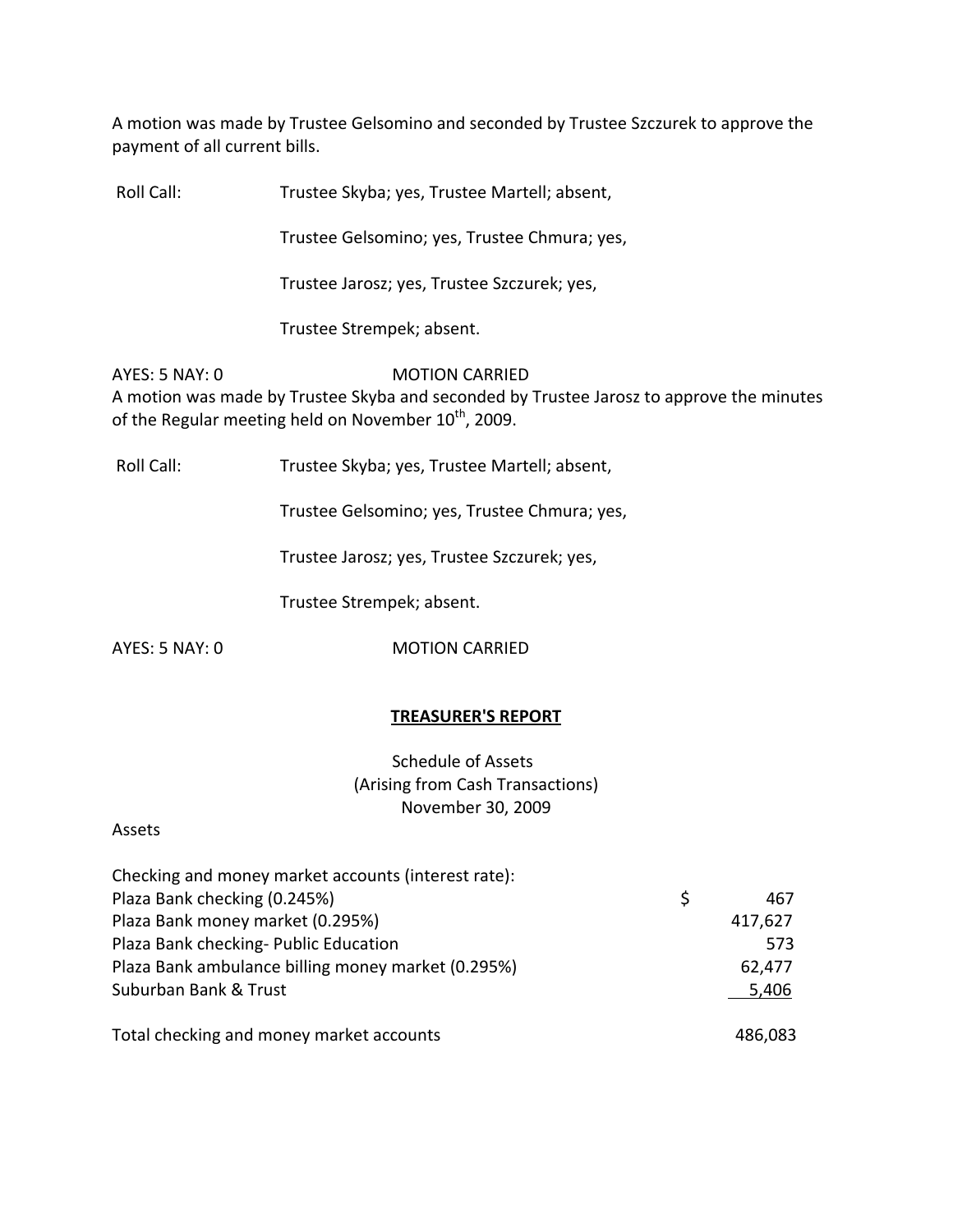A motion was made by Trustee Gelsomino and seconded by Trustee Szczurek to approve the payment of all current bills.

Roll Call: Trustee Skyba; yes, Trustee Martell; absent,

Trustee Gelsomino; yes, Trustee Chmura; yes,

Trustee Jarosz; yes, Trustee Szczurek; yes,

Trustee Strempek; absent.

AYES: 5 NAY: 0 MOTION CARRIED

A motion was made by Trustee Skyba and seconded by Trustee Jarosz to approve the minutes of the Regular meeting held on November 10th, 2009.

Roll Call: Trustee Skyba; yes, Trustee Martell; absent,

Trustee Gelsomino; yes, Trustee Chmura; yes,

Trustee Jarosz; yes, Trustee Szczurek; yes,

Trustee Strempek; absent.

AYES: 5 NAY: 0 MOTION CARRIED

## TREASURER'S REPORT

Schedule of Assets
(Arising from Cash Transactions)
November 30, 2009

Assets

| Checking and money market accounts (interest rate): | | |
|---|---|---|
| Plaza Bank checking (0.245%) | $ | 467 |
| Plaza Bank money market (0.295%) | | 417,627 |
| Plaza Bank checking- Public Education | | 573 |
| Plaza Bank ambulance billing money market (0.295%) | | 62,477 |
| Suburban Bank & Trust | | 5,406 |
| Total checking and money market accounts | | 486,083 |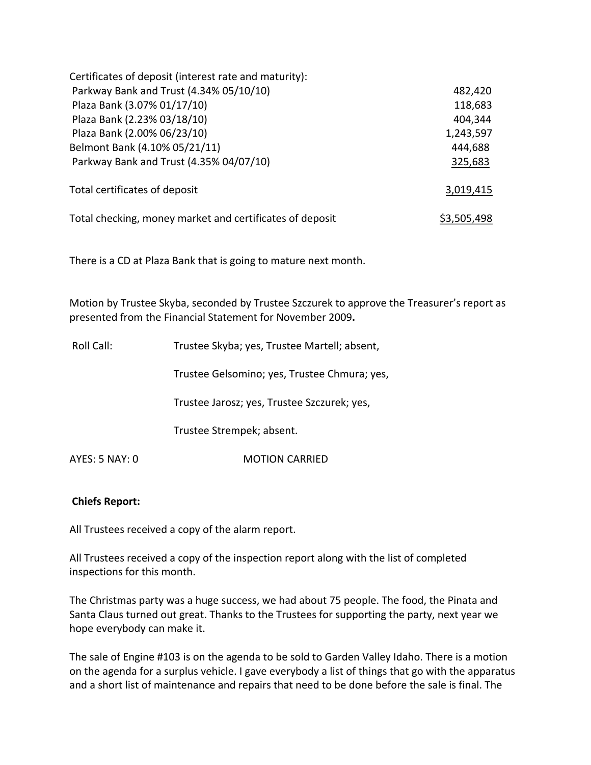| Certificates of deposit (interest rate and maturity): | |
|---|---:|
| Parkway Bank and Trust (4.34% 05/10/10) | 482,420 |
| Plaza Bank (3.07% 01/17/10) | 118,683 |
| Plaza Bank (2.23% 03/18/10) | 404,344 |
| Plaza Bank (2.00% 06/23/10) | 1,243,597 |
| Belmont Bank (4.10% 05/21/11) | 444,688 |
| Parkway Bank and Trust (4.35% 04/07/10) | 325,683 |
| Total certificates of deposit | 3,019,415 |
| Total checking, money market and certificates of deposit | $3,505,498 |

There is a CD at Plaza Bank that is going to mature next month.

Motion by Trustee Skyba, seconded by Trustee Szczurek to approve the Treasurer's report as presented from the Financial Statement for November 2009.

Roll Call: Trustee Skyba; yes, Trustee Martell; absent,

Trustee Gelsomino; yes, Trustee Chmura; yes,

Trustee Jarosz; yes, Trustee Szczurek; yes,

Trustee Strempek; absent.

AYES: 5 NAY: 0 MOTION CARRIED

**Chiefs Report:**

All Trustees received a copy of the alarm report.

All Trustees received a copy of the inspection report along with the list of completed inspections for this month.

The Christmas party was a huge success, we had about 75 people. The food, the Pinata and Santa Claus turned out great. Thanks to the Trustees for supporting the party, next year we hope everybody can make it.

The sale of Engine #103 is on the agenda to be sold to Garden Valley Idaho. There is a motion on the agenda for a surplus vehicle. I gave everybody a list of things that go with the apparatus and a short list of maintenance and repairs that need to be done before the sale is final. The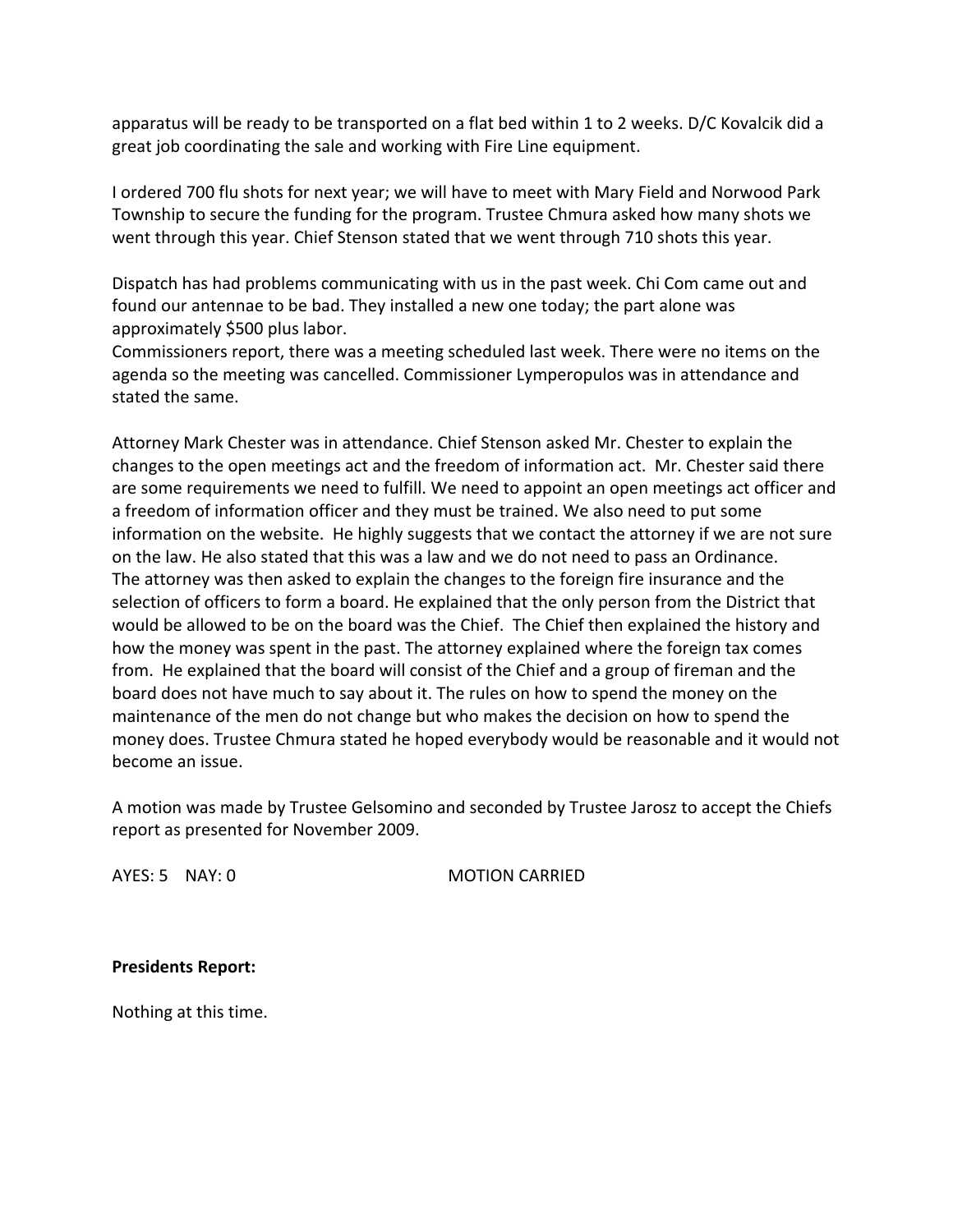apparatus will be ready to be transported on a flat bed within 1 to 2 weeks. D/C Kovalcik did a great job coordinating the sale and working with Fire Line equipment.

I ordered 700 flu shots for next year; we will have to meet with Mary Field and Norwood Park Township to secure the funding for the program. Trustee Chmura asked how many shots we went through this year. Chief Stenson stated that we went through 710 shots this year.

Dispatch has had problems communicating with us in the past week. Chi Com came out and found our antennae to be bad. They installed a new one today; the part alone was approximately $500 plus labor.
Commissioners report, there was a meeting scheduled last week. There were no items on the agenda so the meeting was cancelled. Commissioner Lymperopulos was in attendance and stated the same.

Attorney Mark Chester was in attendance. Chief Stenson asked Mr. Chester to explain the changes to the open meetings act and the freedom of information act. Mr. Chester said there are some requirements we need to fulfill. We need to appoint an open meetings act officer and a freedom of information officer and they must be trained. We also need to put some information on the website. He highly suggests that we contact the attorney if we are not sure on the law. He also stated that this was a law and we do not need to pass an Ordinance.
The attorney was then asked to explain the changes to the foreign fire insurance and the selection of officers to form a board. He explained that the only person from the District that would be allowed to be on the board was the Chief. The Chief then explained the history and how the money was spent in the past. The attorney explained where the foreign tax comes from. He explained that the board will consist of the Chief and a group of fireman and the board does not have much to say about it. The rules on how to spend the money on the maintenance of the men do not change but who makes the decision on how to spend the money does. Trustee Chmura stated he hoped everybody would be reasonable and it would not become an issue.

A motion was made by Trustee Gelsomino and seconded by Trustee Jarosz to accept the Chiefs report as presented for November 2009.

AYES: 5 NAY: 0 MOTION CARRIED

**Presidents Report:**

Nothing at this time.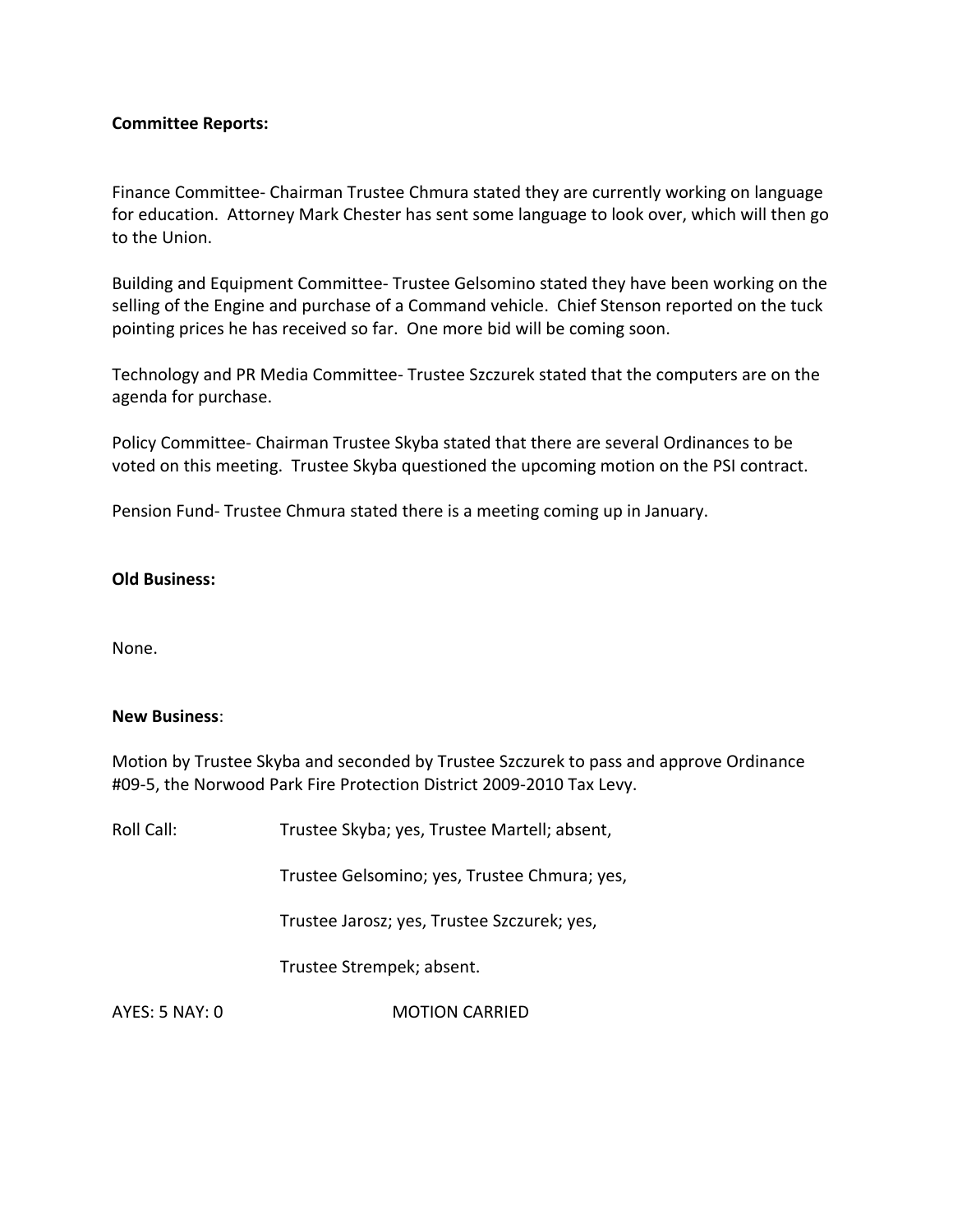**Committee Reports:**

Finance Committee- Chairman Trustee Chmura stated they are currently working on language for education. Attorney Mark Chester has sent some language to look over, which will then go to the Union.

Building and Equipment Committee- Trustee Gelsomino stated they have been working on the selling of the Engine and purchase of a Command vehicle. Chief Stenson reported on the tuck pointing prices he has received so far. One more bid will be coming soon.

Technology and PR Media Committee- Trustee Szczurek stated that the computers are on the agenda for purchase.

Policy Committee- Chairman Trustee Skyba stated that there are several Ordinances to be voted on this meeting. Trustee Skyba questioned the upcoming motion on the PSI contract.

Pension Fund- Trustee Chmura stated there is a meeting coming up in January.

**Old Business:**

None.

**New Business**:

Motion by Trustee Skyba and seconded by Trustee Szczurek to pass and approve Ordinance #09-5, the Norwood Park Fire Protection District 2009-2010 Tax Levy.

Roll Call: Trustee Skyba; yes, Trustee Martell; absent,

Trustee Gelsomino; yes, Trustee Chmura; yes,

Trustee Jarosz; yes, Trustee Szczurek; yes,

Trustee Strempek; absent.

AYES: 5 NAY: 0 MOTION CARRIED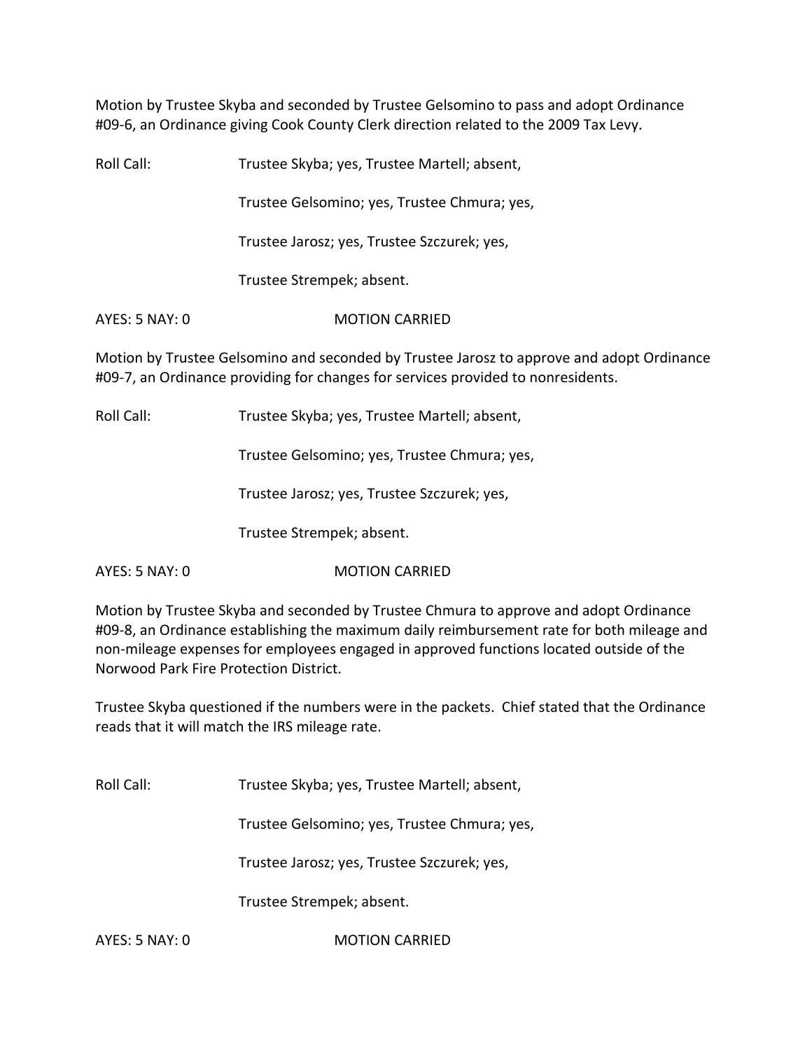Motion by Trustee Skyba and seconded by Trustee Gelsomino to pass and adopt Ordinance #09-6, an Ordinance giving Cook County Clerk direction related to the 2009 Tax Levy.

Roll Call: Trustee Skyba; yes, Trustee Martell; absent,

Trustee Gelsomino; yes, Trustee Chmura; yes,

Trustee Jarosz; yes, Trustee Szczurek; yes,

Trustee Strempek; absent.

AYES: 5 NAY: 0 MOTION CARRIED

Motion by Trustee Gelsomino and seconded by Trustee Jarosz to approve and adopt Ordinance #09-7, an Ordinance providing for changes for services provided to nonresidents.

Roll Call: Trustee Skyba; yes, Trustee Martell; absent,

Trustee Gelsomino; yes, Trustee Chmura; yes,

Trustee Jarosz; yes, Trustee Szczurek; yes,

Trustee Strempek; absent.

AYES: 5 NAY: 0 MOTION CARRIED

Motion by Trustee Skyba and seconded by Trustee Chmura to approve and adopt Ordinance #09-8, an Ordinance establishing the maximum daily reimbursement rate for both mileage and non-mileage expenses for employees engaged in approved functions located outside of the Norwood Park Fire Protection District.

Trustee Skyba questioned if the numbers were in the packets. Chief stated that the Ordinance reads that it will match the IRS mileage rate.

Roll Call: Trustee Skyba; yes, Trustee Martell; absent,

Trustee Gelsomino; yes, Trustee Chmura; yes,

Trustee Jarosz; yes, Trustee Szczurek; yes,

Trustee Strempek; absent.

AYES: 5 NAY: 0 MOTION CARRIED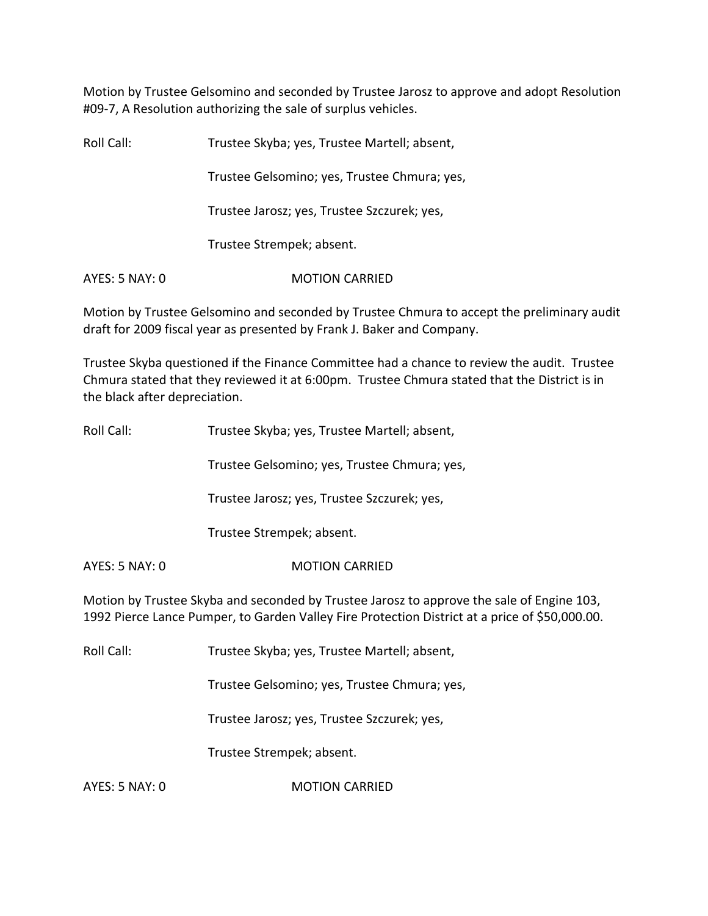Motion by Trustee Gelsomino and seconded by Trustee Jarosz to approve and adopt Resolution #09-7, A Resolution authorizing the sale of surplus vehicles.

Roll Call: Trustee Skyba; yes, Trustee Martell; absent,

Trustee Gelsomino; yes, Trustee Chmura; yes,

Trustee Jarosz; yes, Trustee Szczurek; yes,

Trustee Strempek; absent.

AYES: 5 NAY: 0 MOTION CARRIED

Motion by Trustee Gelsomino and seconded by Trustee Chmura to accept the preliminary audit draft for 2009 fiscal year as presented by Frank J. Baker and Company.

Trustee Skyba questioned if the Finance Committee had a chance to review the audit. Trustee Chmura stated that they reviewed it at 6:00pm. Trustee Chmura stated that the District is in the black after depreciation.

Roll Call: Trustee Skyba; yes, Trustee Martell; absent,

Trustee Gelsomino; yes, Trustee Chmura; yes,

Trustee Jarosz; yes, Trustee Szczurek; yes,

Trustee Strempek; absent.

AYES: 5 NAY: 0 MOTION CARRIED

Motion by Trustee Skyba and seconded by Trustee Jarosz to approve the sale of Engine 103, 1992 Pierce Lance Pumper, to Garden Valley Fire Protection District at a price of $50,000.00.

Roll Call: Trustee Skyba; yes, Trustee Martell; absent,

Trustee Gelsomino; yes, Trustee Chmura; yes,

Trustee Jarosz; yes, Trustee Szczurek; yes,

Trustee Strempek; absent.

AYES: 5 NAY: 0 MOTION CARRIED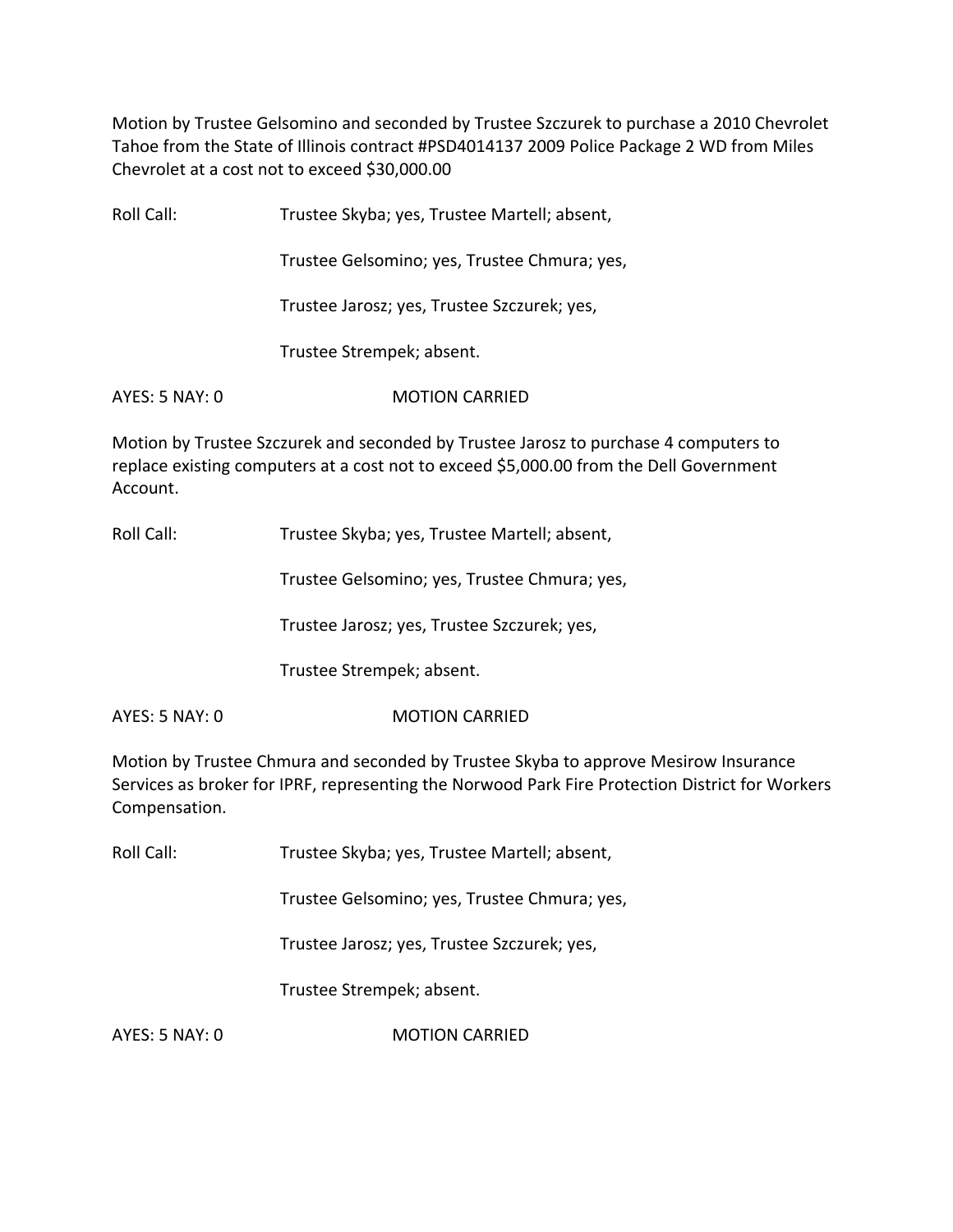Motion by Trustee Gelsomino and seconded by Trustee Szczurek to purchase a 2010 Chevrolet Tahoe from the State of Illinois contract #PSD4014137 2009 Police Package 2 WD from Miles Chevrolet at a cost not to exceed $30,000.00

Roll Call: Trustee Skyba; yes, Trustee Martell; absent,

Trustee Gelsomino; yes, Trustee Chmura; yes,

Trustee Jarosz; yes, Trustee Szczurek; yes,

Trustee Strempek; absent.

AYES: 5 NAY: 0 MOTION CARRIED

Motion by Trustee Szczurek and seconded by Trustee Jarosz to purchase 4 computers to replace existing computers at a cost not to exceed $5,000.00 from the Dell Government Account.

Roll Call: Trustee Skyba; yes, Trustee Martell; absent,

Trustee Gelsomino; yes, Trustee Chmura; yes,

Trustee Jarosz; yes, Trustee Szczurek; yes,

Trustee Strempek; absent.

AYES: 5 NAY: 0 MOTION CARRIED

Motion by Trustee Chmura and seconded by Trustee Skyba to approve Mesirow Insurance Services as broker for IPRF, representing the Norwood Park Fire Protection District for Workers Compensation.

Roll Call: Trustee Skyba; yes, Trustee Martell; absent,

Trustee Gelsomino; yes, Trustee Chmura; yes,

Trustee Jarosz; yes, Trustee Szczurek; yes,

Trustee Strempek; absent.

AYES: 5 NAY: 0 MOTION CARRIED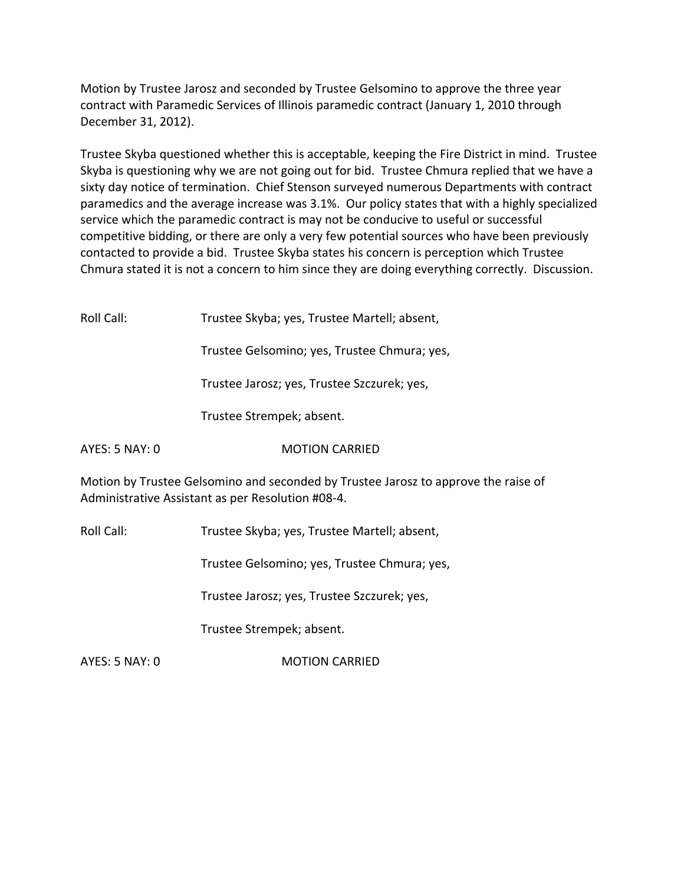Motion by Trustee Jarosz and seconded by Trustee Gelsomino to approve the three year contract with Paramedic Services of Illinois paramedic contract (January 1, 2010 through December 31, 2012).

Trustee Skyba questioned whether this is acceptable, keeping the Fire District in mind. Trustee Skyba is questioning why we are not going out for bid. Trustee Chmura replied that we have a sixty day notice of termination. Chief Stenson surveyed numerous Departments with contract paramedics and the average increase was 3.1%. Our policy states that with a highly specialized service which the paramedic contract is may not be conducive to useful or successful competitive bidding, or there are only a very few potential sources who have been previously contacted to provide a bid. Trustee Skyba states his concern is perception which Trustee Chmura stated it is not a concern to him since they are doing everything correctly. Discussion.

Roll Call: Trustee Skyba; yes, Trustee Martell; absent,

Trustee Gelsomino; yes, Trustee Chmura; yes,

Trustee Jarosz; yes, Trustee Szczurek; yes,

Trustee Strempek; absent.

AYES: 5 NAY: 0 MOTION CARRIED

Motion by Trustee Gelsomino and seconded by Trustee Jarosz to approve the raise of Administrative Assistant as per Resolution #08-4.

Roll Call: Trustee Skyba; yes, Trustee Martell; absent,

Trustee Gelsomino; yes, Trustee Chmura; yes,

Trustee Jarosz; yes, Trustee Szczurek; yes,

Trustee Strempek; absent.

AYES: 5 NAY: 0 MOTION CARRIED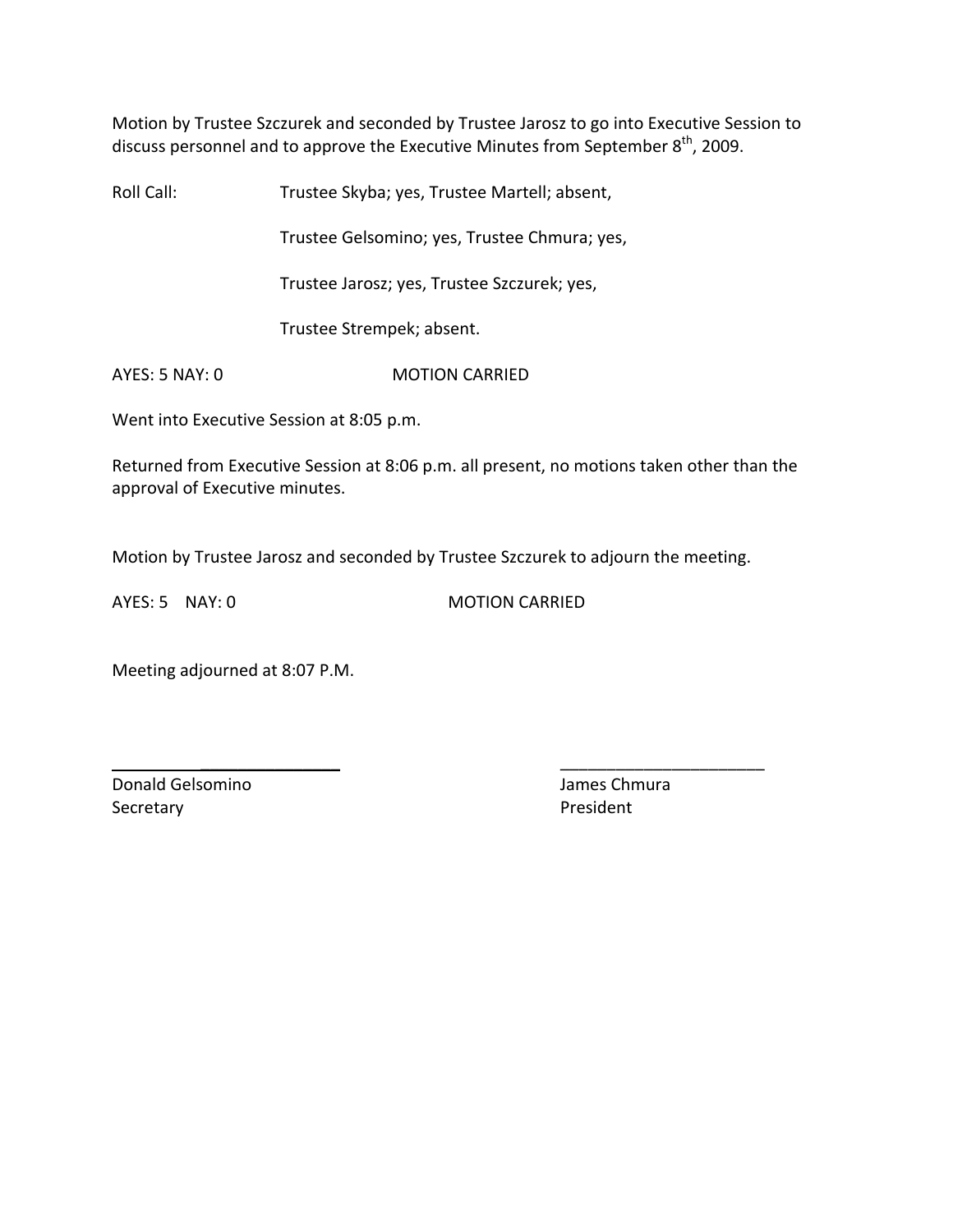Motion by Trustee Szczurek and seconded by Trustee Jarosz to go into Executive Session to discuss personnel and to approve the Executive Minutes from September 8th, 2009.

Roll Call: Trustee Skyba; yes, Trustee Martell; absent,

Trustee Gelsomino; yes, Trustee Chmura; yes,

Trustee Jarosz; yes, Trustee Szczurek; yes,

Trustee Strempek; absent.

AYES: 5 NAY: 0 MOTION CARRIED

Went into Executive Session at 8:05 p.m.

Returned from Executive Session at 8:06 p.m. all present, no motions taken other than the approval of Executive minutes.

Motion by Trustee Jarosz and seconded by Trustee Szczurek to adjourn the meeting.

AYES: 5 NAY: 0 MOTION CARRIED

Meeting adjourned at 8:07 P.M.

\_\_\_\_\_\_\_\_\_\_\_\_\_\_\_\_\_\_\_\_\_\_\_\_

Donald Gelsomino
Secretary

\_\_\_\_\_\_\_\_\_\_\_\_\_\_\_\_\_\_\_\_\_\_\_\_

James Chmura
President